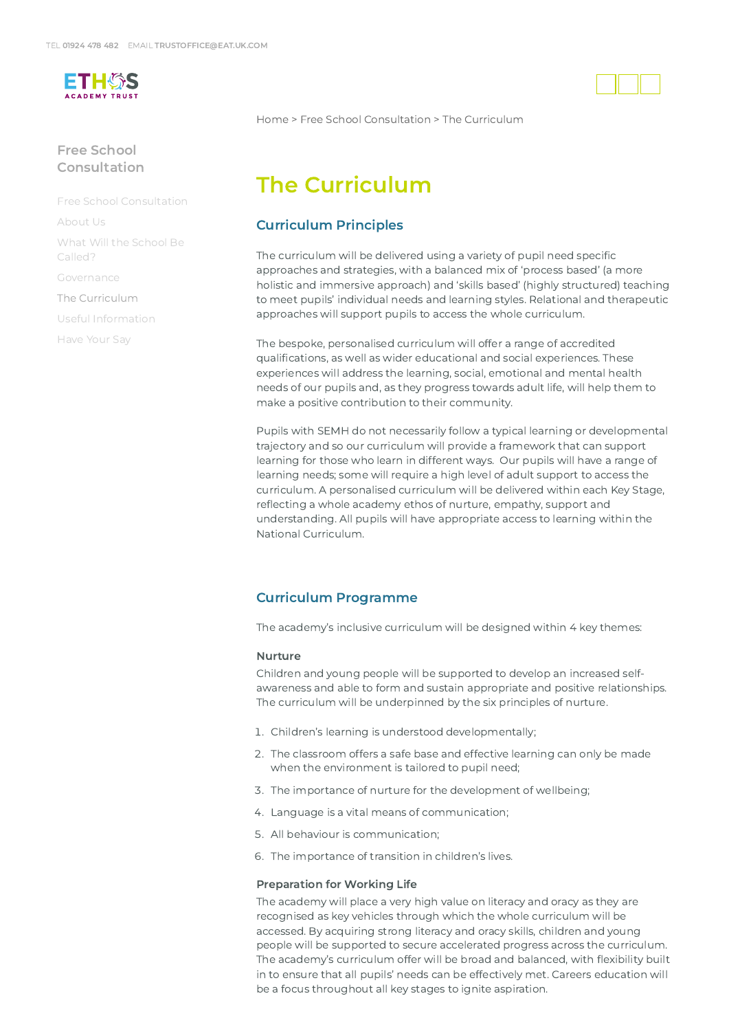TEL 01924 478 482 EMAIL TRUSTOFFICE@EAT.UK.COM

Home > Free School Consultation > The Curriculum

**Free School Consultation**

- Free School Consultation
- About Us
- What Will the School Be Called?
- Governance
- The Curriculum
- Useful Information
- Have Your Say

# The Curriculum

## Curriculum Principles

The curriculum will be delivered using a variety of pupil need specific approaches and strategies, with a balanced mix of 'process based' (a more holistic and immersive approach) and 'skills based' (highly structured) teaching to meet pupils' individual needs and learning styles. Relational and therapeutic approaches will support pupils to access the whole curriculum.

The bespoke, personalised curriculum will offer a range of accredited qualifications, as well as wider educational and social experiences. These experiences will address the learning, social, emotional and mental health needs of our pupils and, as they progress towards adult life, will help them to make a positive contribution to their community.

Pupils with SEMH do not necessarily follow a typical learning or developmental trajectory and so our curriculum will provide a framework that can support learning for those who learn in different ways. Our pupils will have a range of learning needs; some will require a high level of adult support to access the curriculum. A personalised curriculum will be delivered within each Key Stage, reflecting a whole academy ethos of nurture, empathy, support and understanding. All pupils will have appropriate access to learning within the National Curriculum.

## Curriculum Programme

The academy's inclusive curriculum will be designed within 4 key themes:

**Nurture**

Children and young people will be supported to develop an increased self-awareness and able to form and sustain appropriate and positive relationships. The curriculum will be underpinned by the six principles of nurture.

1. Children's learning is understood developmentally;
2. The classroom offers a safe base and effective learning can only be made when the environment is tailored to pupil need;
3. The importance of nurture for the development of wellbeing;
4. Language is a vital means of communication;
5. All behaviour is communication;
6. The importance of transition in children's lives.

**Preparation for Working Life**

The academy will place a very high value on literacy and oracy as they are recognised as key vehicles through which the whole curriculum will be accessed. By acquiring strong literacy and oracy skills, children and young people will be supported to secure accelerated progress across the curriculum. The academy's curriculum offer will be broad and balanced, with flexibility built in to ensure that all pupils' needs can be effectively met. Careers education will be a focus throughout all key stages to ignite aspiration.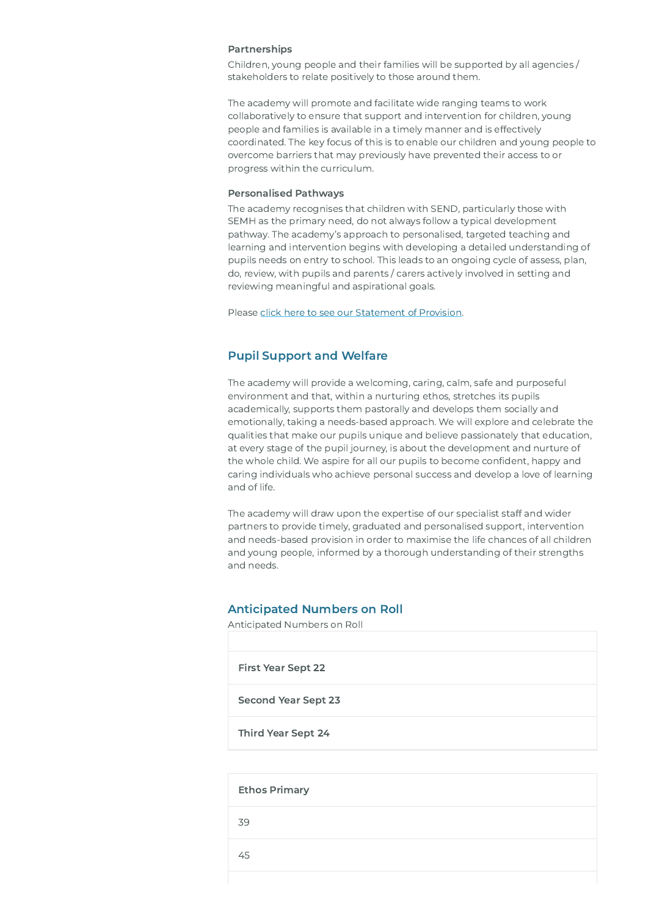#### Partnerships

Children, young people and their families will be supported by all agencies / stakeholders to relate positively to those around them.

The academy will promote and facilitate wide ranging teams to work collaboratively to ensure that support and intervention for children, young people and families is available in a timely manner and is effectively coordinated. The key focus of this is to enable our children and young people to overcome barriers that may previously have prevented their access to or progress within the curriculum.

#### Personalised Pathways

The academy recognises that children with SEND, particularly those with SEMH as the primary need, do not always follow a typical development pathway. The academy's approach to personalised, targeted teaching and learning and intervention begins with developing a detailed understanding of pupils needs on entry to school. This leads to an ongoing cycle of assess, plan, do, review, with pupils and parents / carers actively involved in setting and reviewing meaningful and aspirational goals.

Please [click here to see our Statement of Provision](#).

## Pupil Support and Welfare

The academy will provide a welcoming, caring, calm, safe and purposeful environment and that, within a nurturing ethos, stretches its pupils academically, supports them pastorally and develops them socially and emotionally, taking a needs-based approach. We will explore and celebrate the qualities that make our pupils unique and believe passionately that education, at every stage of the pupil journey, is about the development and nurture of the whole child. We aspire for all our pupils to become confident, happy and caring individuals who achieve personal success and develop a love of learning and of life.

The academy will draw upon the expertise of our specialist staff and wider partners to provide timely, graduated and personalised support, intervention and needs-based provision in order to maximise the life chances of all children and young people, informed by a thorough understanding of their strengths and needs.

## Anticipated Numbers on Roll

Anticipated Numbers on Roll

| |
|---|
| **First Year Sept 22** |
| **Second Year Sept 23** |
| **Third Year Sept 24** |

| **Ethos Primary** |
|---|
| 39 |
| 45 |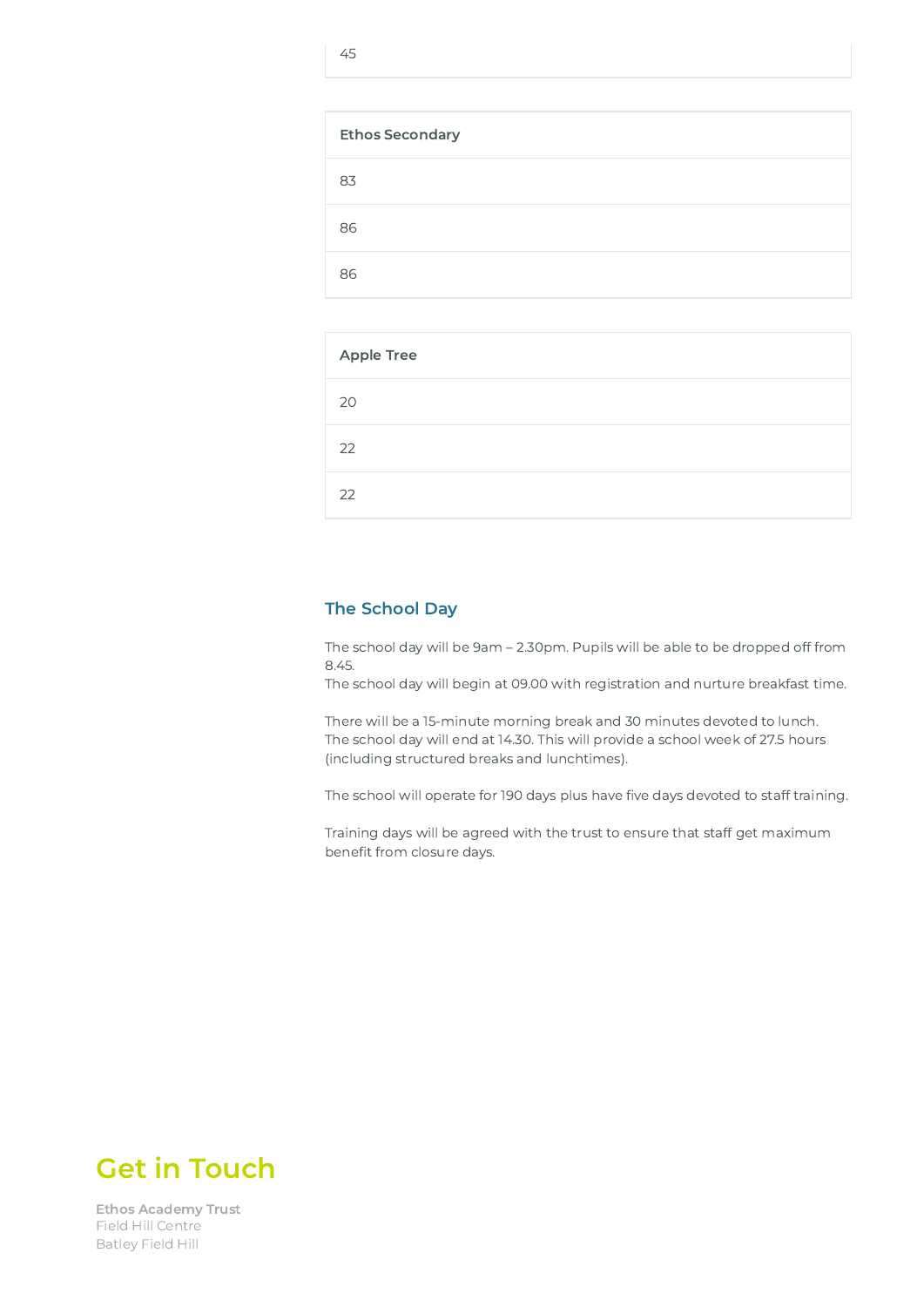| |
|---|
| 45 |

| Ethos Secondary |
|---|
| 83 |
| 86 |
| 86 |

| Apple Tree |
|---|
| 20 |
| 22 |
| 22 |

### The School Day

The school day will be 9am – 2.30pm. Pupils will be able to be dropped off from 8.45.
The school day will begin at 09.00 with registration and nurture breakfast time.

There will be a 15-minute morning break and 30 minutes devoted to lunch.
The school day will end at 14.30. This will provide a school week of 27.5 hours (including structured breaks and lunchtimes).

The school will operate for 190 days plus have five days devoted to staff training.

Training days will be agreed with the trust to ensure that staff get maximum benefit from closure days.

## Get in Touch

**Ethos Academy Trust**
Field Hill Centre
Batley Field Hill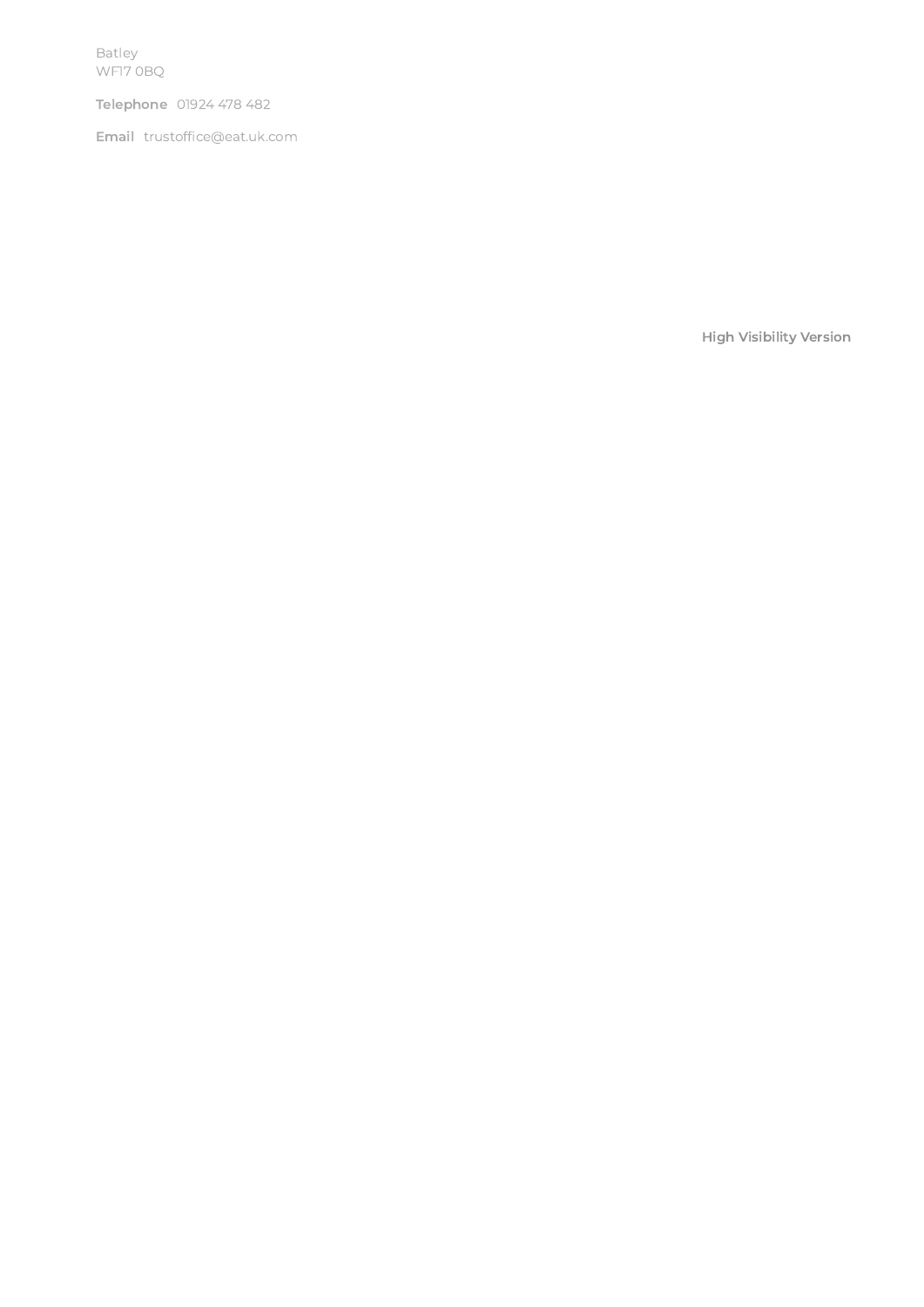Batley
WF17 0BQ

**Telephone** 01924 478 482

**Email** trustoffice@eat.uk.com

**High Visibility Version**